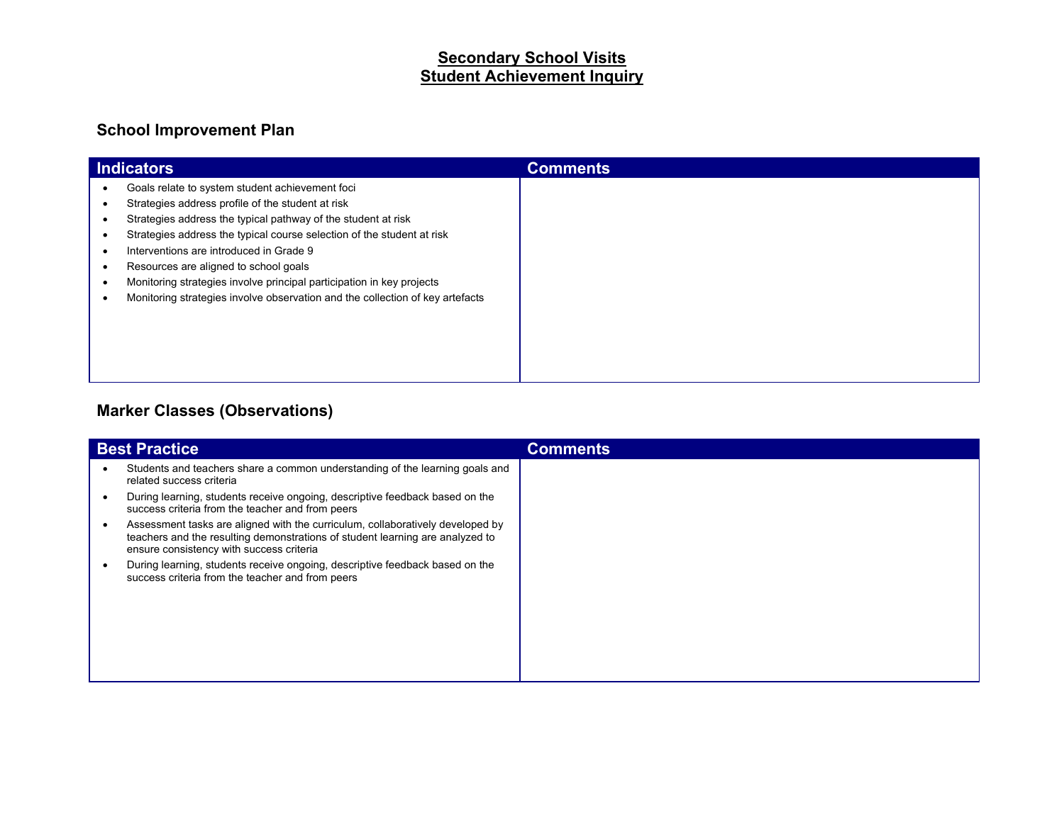# Secondary School Visits
# Student Achievement Inquiry

## School Improvement Plan

| Indicators | Comments |
| --- | --- |
| • Goals relate to system student achievement foci<br>• Strategies address profile of the student at risk<br>• Strategies address the typical pathway of the student at risk<br>• Strategies address the typical course selection of the student at risk<br>• Interventions are introduced in Grade 9<br>• Resources are aligned to school goals<br>• Monitoring strategies involve principal participation in key projects<br>• Monitoring strategies involve observation and the collection of key artefacts | |

## Marker Classes (Observations)

| Best Practice | Comments |
| --- | --- |
| • Students and teachers share a common understanding of the learning goals and related success criteria<br>• During learning, students receive ongoing, descriptive feedback based on the success criteria from the teacher and from peers<br>• Assessment tasks are aligned with the curriculum, collaboratively developed by teachers and the resulting demonstrations of student learning are analyzed to ensure consistency with success criteria<br>• During learning, students receive ongoing, descriptive feedback based on the success criteria from the teacher and from peers | |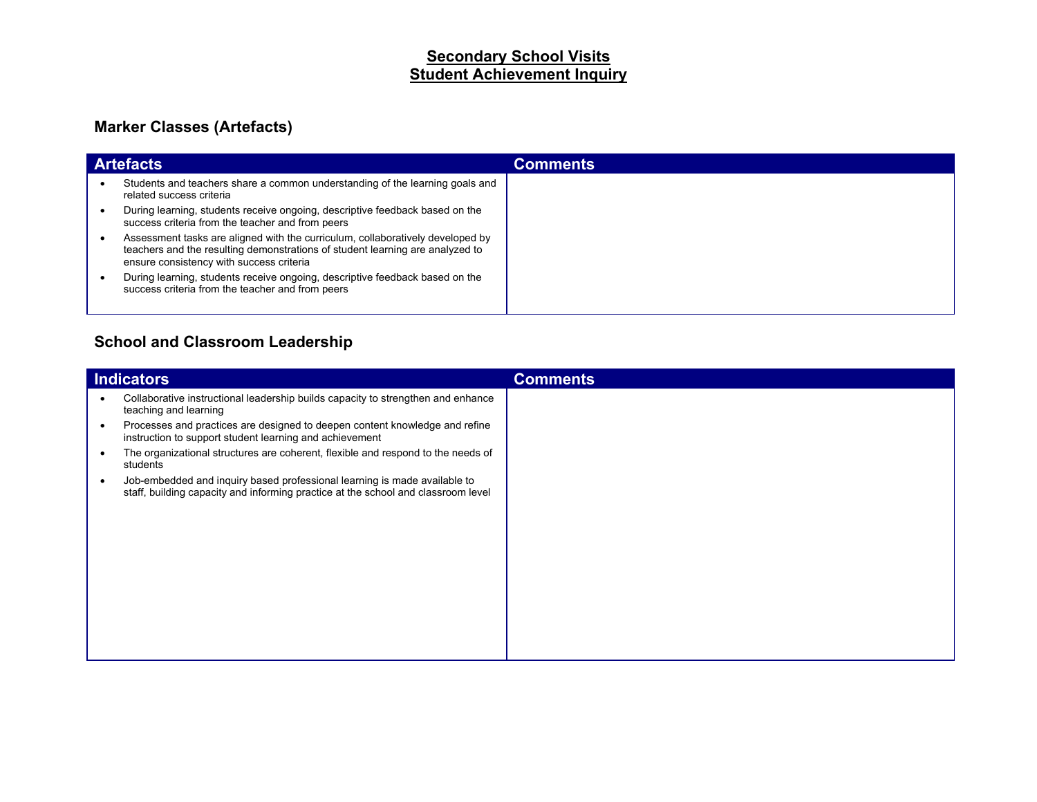# Secondary School Visits
# Student Achievement Inquiry

## Marker Classes (Artefacts)

| Artefacts | Comments |
|---|---|
| • Students and teachers share a common understanding of the learning goals and related success criteria<br>• During learning, students receive ongoing, descriptive feedback based on the success criteria from the teacher and from peers<br>• Assessment tasks are aligned with the curriculum, collaboratively developed by teachers and the resulting demonstrations of student learning are analyzed to ensure consistency with success criteria<br>• During learning, students receive ongoing, descriptive feedback based on the success criteria from the teacher and from peers | |

## School and Classroom Leadership

| Indicators | Comments |
|---|---|
| • Collaborative instructional leadership builds capacity to strengthen and enhance teaching and learning<br>• Processes and practices are designed to deepen content knowledge and refine instruction to support student learning and achievement<br>• The organizational structures are coherent, flexible and respond to the needs of students<br>• Job-embedded and inquiry based professional learning is made available to staff, building capacity and informing practice at the school and classroom level | |